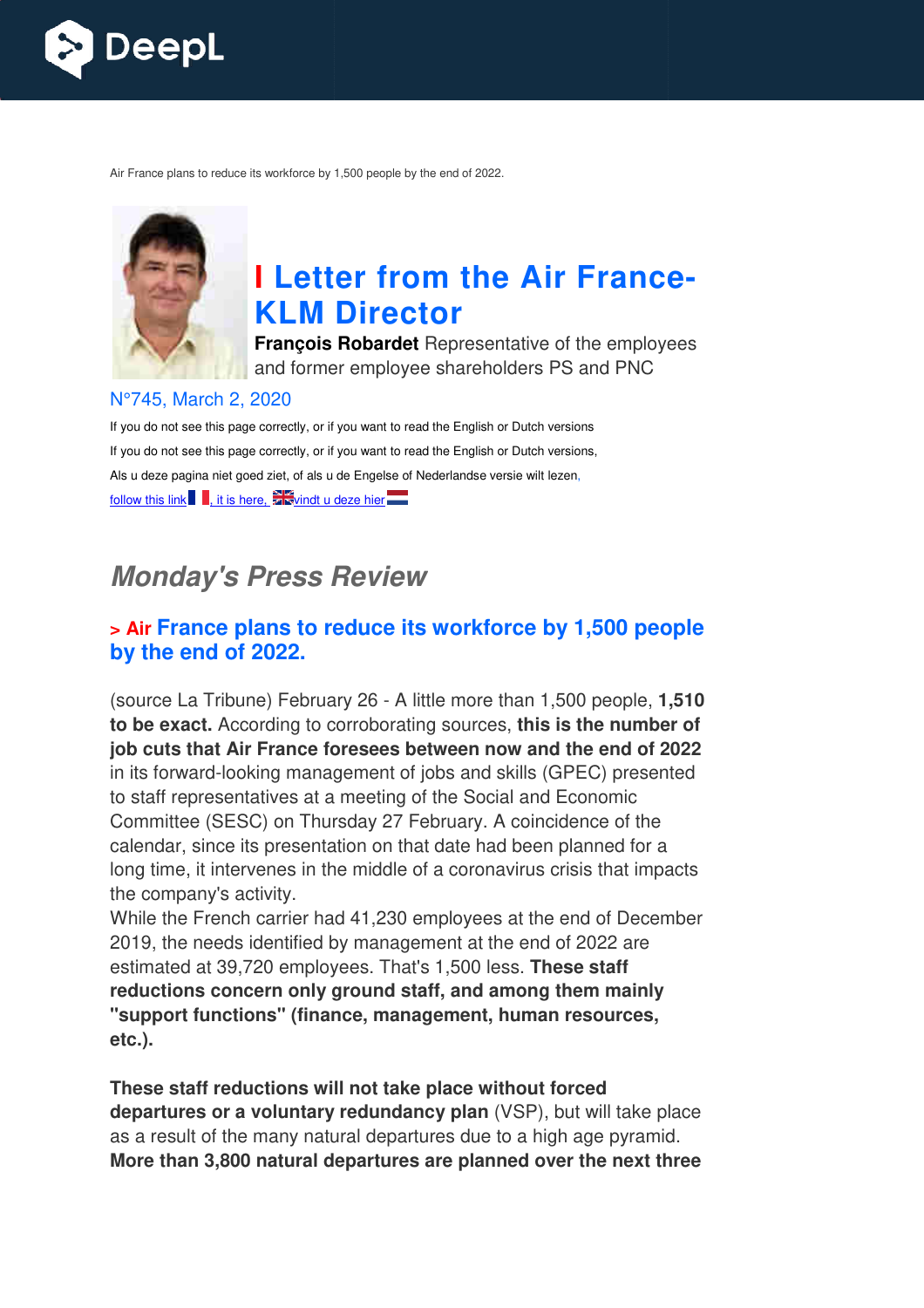Air France plans to reduce its workforce by 1,500 people by the end of 2022.

# I Letter from the Air France-KLM Director

**François Robardet** Representative of the employees and former employee shareholders PS and PNC

N°745, March 2, 2020

If you do not see this page correctly, or if you want to read the English or Dutch versions

If you do not see this page correctly, or if you want to read the English or Dutch versions,

Als u deze pagina niet goed ziet, of als u de Engelse of Nederlandse versie wilt lezen,

follow this link, it is here, vindt u deze hier

## *Monday's Press Review*

### > Air France plans to reduce its workforce by 1,500 people by the end of 2022.

(source La Tribune) February 26 - A little more than 1,500 people, **1,510 to be exact.** According to corroborating sources, **this is the number of job cuts that Air France foresees between now and the end of 2022** in its forward-looking management of jobs and skills (GPEC) presented to staff representatives at a meeting of the Social and Economic Committee (SESC) on Thursday 27 February. A coincidence of the calendar, since its presentation on that date had been planned for a long time, it intervenes in the middle of a coronavirus crisis that impacts the company's activity.

While the French carrier had 41,230 employees at the end of December 2019, the needs identified by management at the end of 2022 are estimated at 39,720 employees. That's 1,500 less. **These staff reductions concern only ground staff, and among them mainly "support functions" (finance, management, human resources, etc.).**

**These staff reductions will not take place without forced departures or a voluntary redundancy plan** (VSP), but will take place as a result of the many natural departures due to a high age pyramid. **More than 3,800 natural departures are planned over the next three**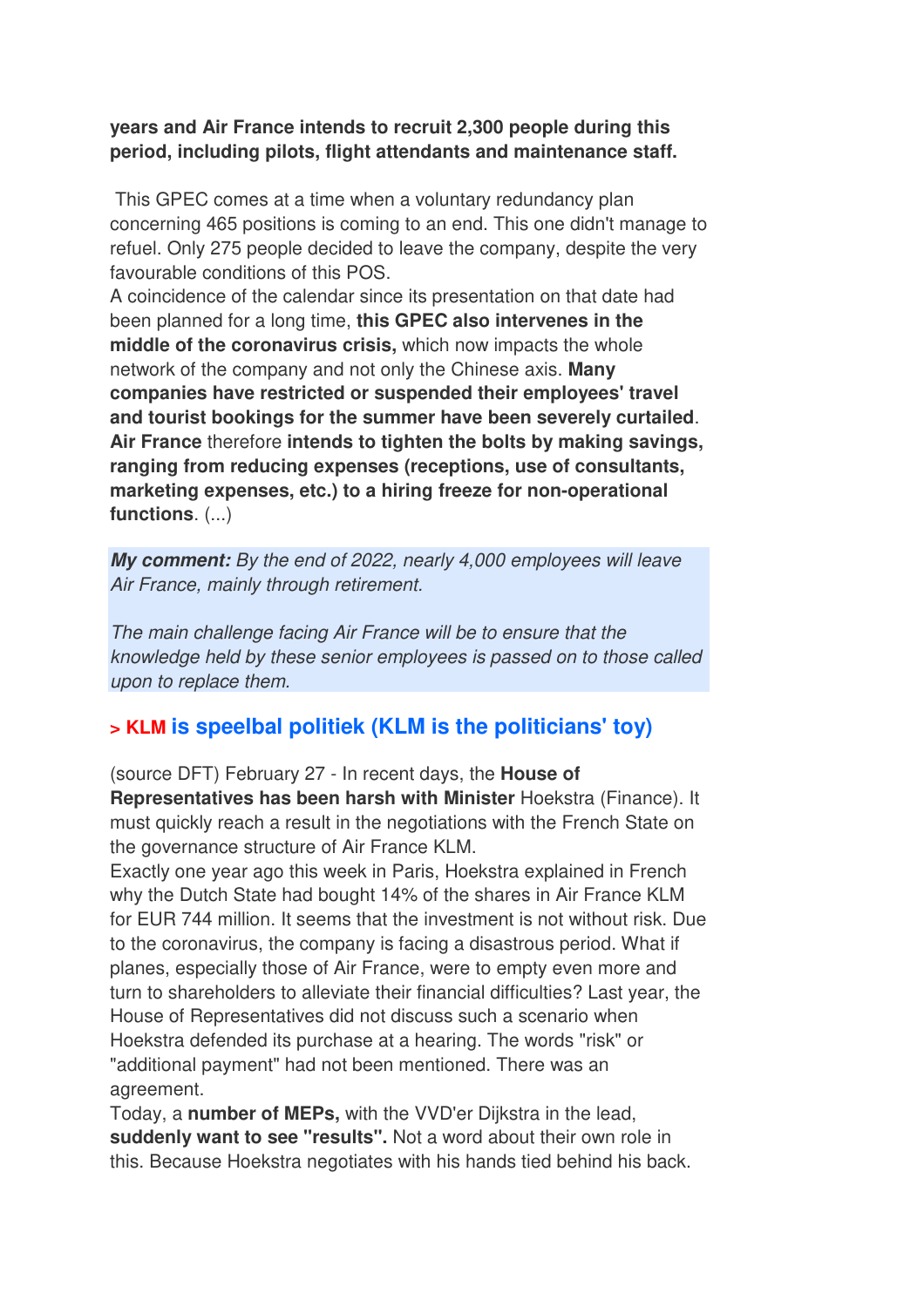**years and Air France intends to recruit 2,300 people during this period, including pilots, flight attendants and maintenance staff.**

This GPEC comes at a time when a voluntary redundancy plan concerning 465 positions is coming to an end. This one didn't manage to refuel. Only 275 people decided to leave the company, despite the very favourable conditions of this POS.
A coincidence of the calendar since its presentation on that date had been planned for a long time, **this GPEC also intervenes in the middle of the coronavirus crisis,** which now impacts the whole network of the company and not only the Chinese axis. **Many companies have restricted or suspended their employees' travel and tourist bookings for the summer have been severely curtailed**. **Air France** therefore **intends to tighten the bolts by making savings, ranging from reducing expenses (receptions, use of consultants, marketing expenses, etc.) to a hiring freeze for non-operational functions**. (...)

***My comment:*** *By the end of 2022, nearly 4,000 employees will leave Air France, mainly through retirement.*

*The main challenge facing Air France will be to ensure that the knowledge held by these senior employees is passed on to those called upon to replace them.*

## > KLM is speelbal politiek (KLM is the politicians' toy)

(source DFT) February 27 - In recent days, the **House of Representatives has been harsh with Minister** Hoekstra (Finance). It must quickly reach a result in the negotiations with the French State on the governance structure of Air France KLM.
Exactly one year ago this week in Paris, Hoekstra explained in French why the Dutch State had bought 14% of the shares in Air France KLM for EUR 744 million. It seems that the investment is not without risk. Due to the coronavirus, the company is facing a disastrous period. What if planes, especially those of Air France, were to empty even more and turn to shareholders to alleviate their financial difficulties? Last year, the House of Representatives did not discuss such a scenario when Hoekstra defended its purchase at a hearing. The words "risk" or "additional payment" had not been mentioned. There was an agreement.
Today, a **number of MEPs,** with the VVD'er Dijkstra in the lead, **suddenly want to see "results".** Not a word about their own role in this. Because Hoekstra negotiates with his hands tied behind his back.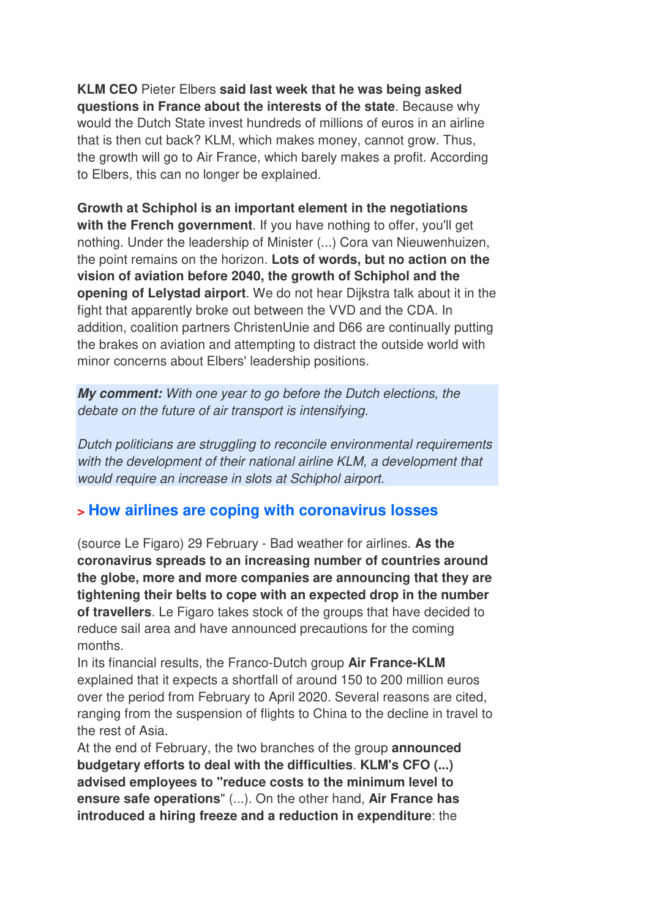**KLM CEO** Pieter Elbers **said last week that he was being asked questions in France about the interests of the state**. Because why would the Dutch State invest hundreds of millions of euros in an airline that is then cut back? KLM, which makes money, cannot grow. Thus, the growth will go to Air France, which barely makes a profit. According to Elbers, this can no longer be explained.

**Growth at Schiphol is an important element in the negotiations with the French government**. If you have nothing to offer, you'll get nothing. Under the leadership of Minister (...) Cora van Nieuwenhuizen, the point remains on the horizon. **Lots of words, but no action on the vision of aviation before 2040, the growth of Schiphol and the opening of Lelystad airport**. We do not hear Dijkstra talk about it in the fight that apparently broke out between the VVD and the CDA. In addition, coalition partners ChristenUnie and D66 are continually putting the brakes on aviation and attempting to distract the outside world with minor concerns about Elbers' leadership positions.

***My comment:*** *With one year to go before the Dutch elections, the debate on the future of air transport is intensifying.*

*Dutch politicians are struggling to reconcile environmental requirements with the development of their national airline KLM, a development that would require an increase in slots at Schiphol airport.*

## > How airlines are coping with coronavirus losses

(source Le Figaro) 29 February - Bad weather for airlines. **As the coronavirus spreads to an increasing number of countries around the globe, more and more companies are announcing that they are tightening their belts to cope with an expected drop in the number of travellers**. Le Figaro takes stock of the groups that have decided to reduce sail area and have announced precautions for the coming months.

In its financial results, the Franco-Dutch group **Air France-KLM** explained that it expects a shortfall of around 150 to 200 million euros over the period from February to April 2020. Several reasons are cited, ranging from the suspension of flights to China to the decline in travel to the rest of Asia.

At the end of February, the two branches of the group **announced budgetary efforts to deal with the difficulties**. **KLM's CFO (...) advised employees to "reduce costs to the minimum level to ensure safe operations"** (...). On the other hand, **Air France has introduced a hiring freeze and a reduction in expenditure**: the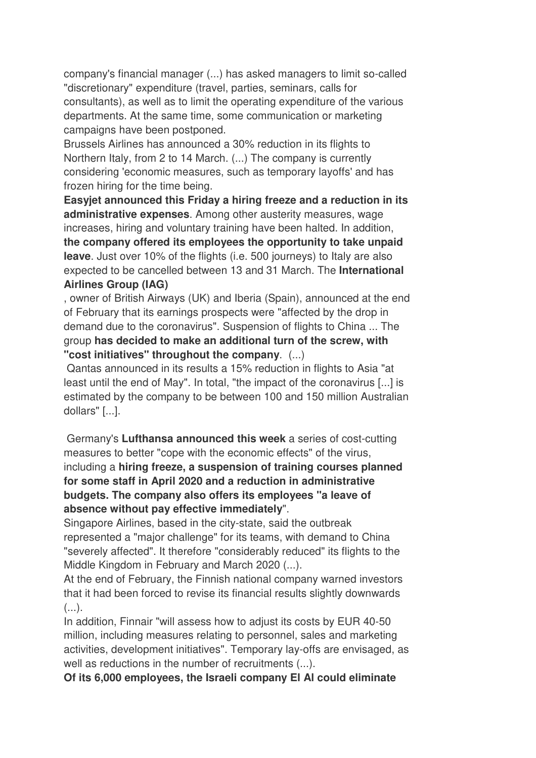company's financial manager (...) has asked managers to limit so-called "discretionary" expenditure (travel, parties, seminars, calls for consultants), as well as to limit the operating expenditure of the various departments. At the same time, some communication or marketing campaigns have been postponed.

Brussels Airlines has announced a 30% reduction in its flights to Northern Italy, from 2 to 14 March. (...) The company is currently considering 'economic measures, such as temporary layoffs' and has frozen hiring for the time being.

**Easyjet announced this Friday a hiring freeze and a reduction in its administrative expenses**. Among other austerity measures, wage increases, hiring and voluntary training have been halted. In addition, **the company offered its employees the opportunity to take unpaid leave**. Just over 10% of the flights (i.e. 500 journeys) to Italy are also expected to be cancelled between 13 and 31 March. The **International Airlines Group (IAG)**

, owner of British Airways (UK) and Iberia (Spain), announced at the end of February that its earnings prospects were "affected by the drop in demand due to the coronavirus". Suspension of flights to China ... The group **has decided to make an additional turn of the screw, with "cost initiatives" throughout the company**. (...)

Qantas announced in its results a 15% reduction in flights to Asia "at least until the end of May". In total, "the impact of the coronavirus [...] is estimated by the company to be between 100 and 150 million Australian dollars" [...].

Germany's **Lufthansa announced this week** a series of cost-cutting measures to better "cope with the economic effects" of the virus, including a **hiring freeze, a suspension of training courses planned for some staff in April 2020 and a reduction in administrative budgets. The company also offers its employees "a leave of absence without pay effective immediately**".

Singapore Airlines, based in the city-state, said the outbreak represented a "major challenge" for its teams, with demand to China "severely affected". It therefore "considerably reduced" its flights to the Middle Kingdom in February and March 2020 (...).

At the end of February, the Finnish national company warned investors that it had been forced to revise its financial results slightly downwards (...).

In addition, Finnair "will assess how to adjust its costs by EUR 40-50 million, including measures relating to personnel, sales and marketing activities, development initiatives". Temporary lay-offs are envisaged, as well as reductions in the number of recruitments (...).

**Of its 6,000 employees, the Israeli company El Al could eliminate**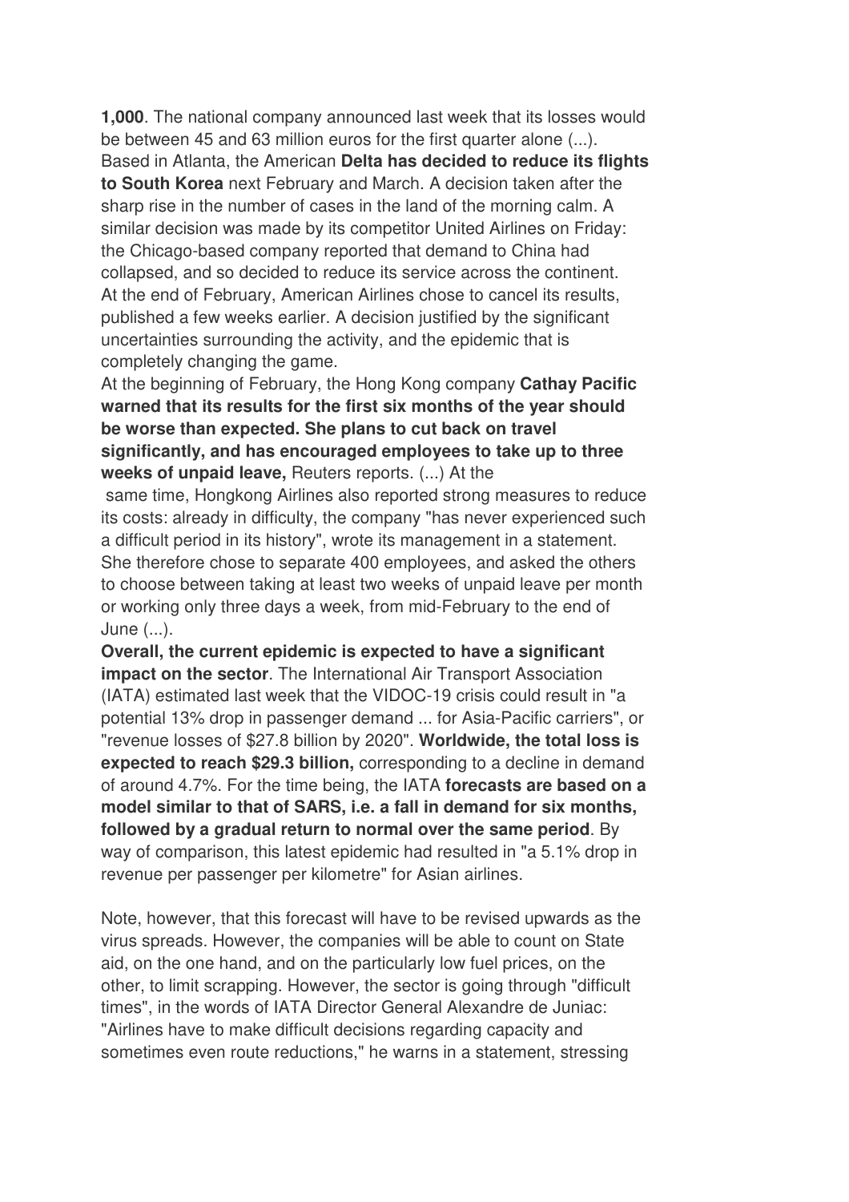**1,000**. The national company announced last week that its losses would be between 45 and 63 million euros for the first quarter alone (...).
Based in Atlanta, the American **Delta has decided to reduce its flights to South Korea** next February and March. A decision taken after the sharp rise in the number of cases in the land of the morning calm. A similar decision was made by its competitor United Airlines on Friday: the Chicago-based company reported that demand to China had collapsed, and so decided to reduce its service across the continent.
At the end of February, American Airlines chose to cancel its results, published a few weeks earlier. A decision justified by the significant uncertainties surrounding the activity, and the epidemic that is completely changing the game.
At the beginning of February, the Hong Kong company **Cathay Pacific warned that its results for the first six months of the year should be worse than expected. She plans to cut back on travel significantly, and has encouraged employees to take up to three weeks of unpaid leave,** Reuters reports. (...) At the same time, Hongkong Airlines also reported strong measures to reduce its costs: already in difficulty, the company "has never experienced such a difficult period in its history", wrote its management in a statement. She therefore chose to separate 400 employees, and asked the others to choose between taking at least two weeks of unpaid leave per month or working only three days a week, from mid-February to the end of June (...).
**Overall, the current epidemic is expected to have a significant impact on the sector**. The International Air Transport Association (IATA) estimated last week that the VIDOC-19 crisis could result in "a potential 13% drop in passenger demand ... for Asia-Pacific carriers", or "revenue losses of $27.8 billion by 2020". **Worldwide, the total loss is expected to reach $29.3 billion,** corresponding to a decline in demand of around 4.7%. For the time being, the IATA **forecasts are based on a model similar to that of SARS, i.e. a fall in demand for six months, followed by a gradual return to normal over the same period**. By way of comparison, this latest epidemic had resulted in "a 5.1% drop in revenue per passenger per kilometre" for Asian airlines.

Note, however, that this forecast will have to be revised upwards as the virus spreads. However, the companies will be able to count on State aid, on the one hand, and on the particularly low fuel prices, on the other, to limit scrapping. However, the sector is going through "difficult times", in the words of IATA Director General Alexandre de Juniac: "Airlines have to make difficult decisions regarding capacity and sometimes even route reductions," he warns in a statement, stressing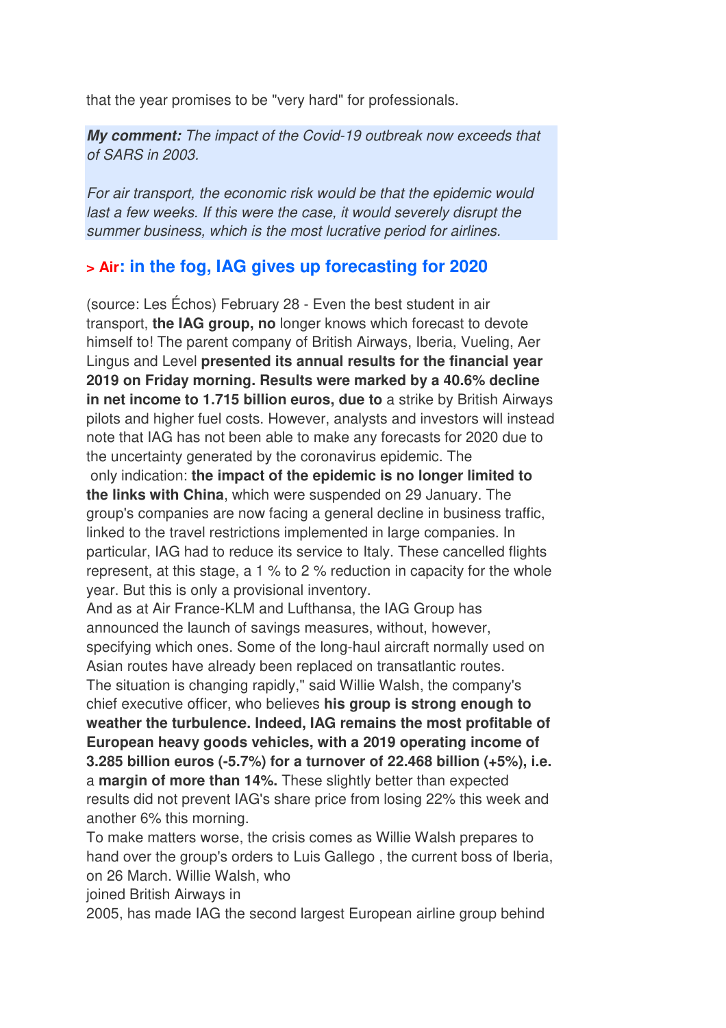that the year promises to be "very hard" for professionals.

***My comment:*** *The impact of the Covid-19 outbreak now exceeds that of SARS in 2003.*

*For air transport, the economic risk would be that the epidemic would last a few weeks. If this were the case, it would severely disrupt the summer business, which is the most lucrative period for airlines.*

## > Air: in the fog, IAG gives up forecasting for 2020

(source: Les Échos) February 28 - Even the best student in air transport, **the IAG group, no** longer knows which forecast to devote himself to! The parent company of British Airways, Iberia, Vueling, Aer Lingus and Level **presented its annual results for the financial year 2019 on Friday morning. Results were marked by a 40.6% decline in net income to 1.715 billion euros, due to** a strike by British Airways pilots and higher fuel costs. However, analysts and investors will instead note that IAG has not been able to make any forecasts for 2020 due to the uncertainty generated by the coronavirus epidemic. The only indication: **the impact of the epidemic is no longer limited to the links with China**, which were suspended on 29 January. The group's companies are now facing a general decline in business traffic, linked to the travel restrictions implemented in large companies. In particular, IAG had to reduce its service to Italy. These cancelled flights represent, at this stage, a 1 % to 2 % reduction in capacity for the whole year. But this is only a provisional inventory.

And as at Air France-KLM and Lufthansa, the IAG Group has announced the launch of savings measures, without, however, specifying which ones. Some of the long-haul aircraft normally used on Asian routes have already been replaced on transatlantic routes.

The situation is changing rapidly," said Willie Walsh, the company's chief executive officer, who believes **his group is strong enough to weather the turbulence. Indeed, IAG remains the most profitable of European heavy goods vehicles, with a 2019 operating income of 3.285 billion euros (-5.7%) for a turnover of 22.468 billion (+5%), i.e.** a **margin of more than 14%.** These slightly better than expected results did not prevent IAG's share price from losing 22% this week and another 6% this morning.

To make matters worse, the crisis comes as Willie Walsh prepares to hand over the group's orders to Luis Gallego , the current boss of Iberia, on 26 March. Willie Walsh, who joined British Airways in 2005, has made IAG the second largest European airline group behind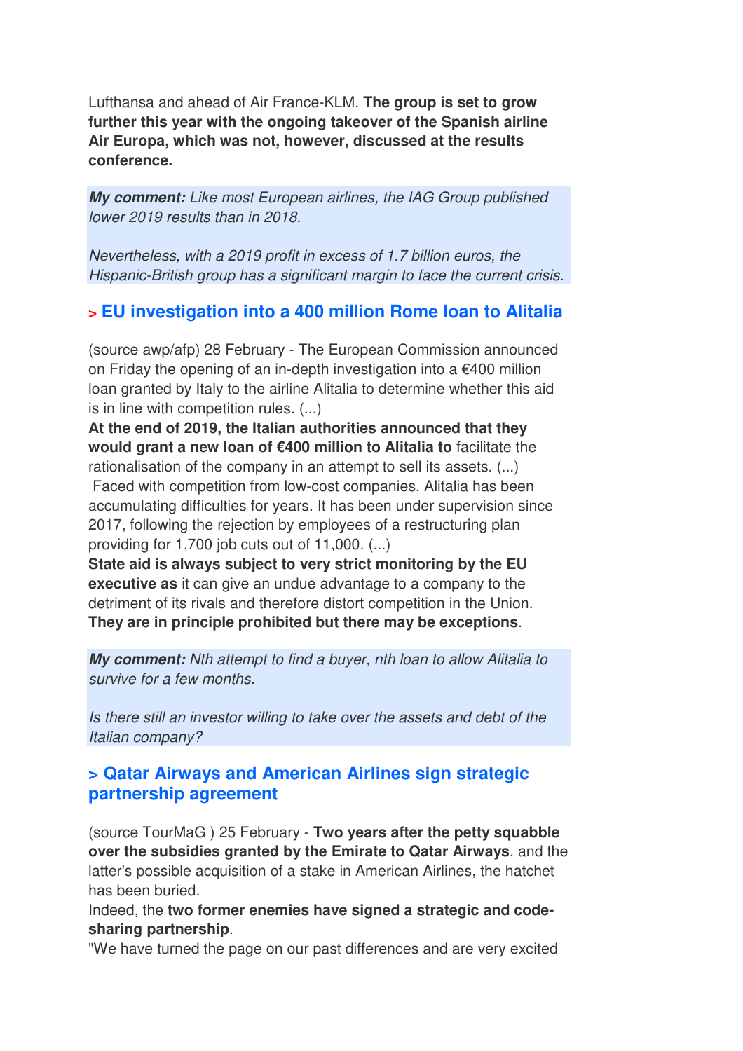Lufthansa and ahead of Air France-KLM. **The group is set to grow further this year with the ongoing takeover of the Spanish airline Air Europa, which was not, however, discussed at the results conference.**

***My comment:*** *Like most European airlines, the IAG Group published lower 2019 results than in 2018.*

*Nevertheless, with a 2019 profit in excess of 1.7 billion euros, the Hispanic-British group has a significant margin to face the current crisis.*

## > EU investigation into a 400 million Rome loan to Alitalia

(source awp/afp) 28 February - The European Commission announced on Friday the opening of an in-depth investigation into a €400 million loan granted by Italy to the airline Alitalia to determine whether this aid is in line with competition rules. (...)
**At the end of 2019, the Italian authorities announced that they would grant a new loan of €400 million to Alitalia to** facilitate the rationalisation of the company in an attempt to sell its assets. (...)
Faced with competition from low-cost companies, Alitalia has been accumulating difficulties for years. It has been under supervision since 2017, following the rejection by employees of a restructuring plan providing for 1,700 job cuts out of 11,000. (...)
**State aid is always subject to very strict monitoring by the EU executive as** it can give an undue advantage to a company to the detriment of its rivals and therefore distort competition in the Union. **They are in principle prohibited but there may be exceptions**.

***My comment:*** *Nth attempt to find a buyer, nth loan to allow Alitalia to survive for a few months.*

*Is there still an investor willing to take over the assets and debt of the Italian company?*

## > Qatar Airways and American Airlines sign strategic partnership agreement

(source TourMaG ) 25 February - **Two years after the petty squabble over the subsidies granted by the Emirate to Qatar Airways**, and the latter's possible acquisition of a stake in American Airlines, the hatchet has been buried.
Indeed, the **two former enemies have signed a strategic and code-sharing partnership**.
"We have turned the page on our past differences and are very excited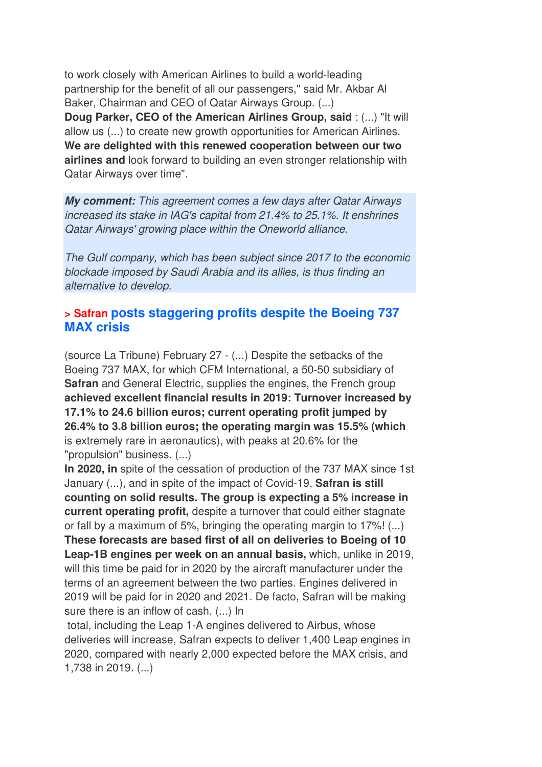to work closely with American Airlines to build a world-leading partnership for the benefit of all our passengers," said Mr. Akbar Al Baker, Chairman and CEO of Qatar Airways Group. (...)
**Doug Parker, CEO of the American Airlines Group, said** : (...) "It will allow us (...) to create new growth opportunities for American Airlines. **We are delighted with this renewed cooperation between our two airlines and** look forward to building an even stronger relationship with Qatar Airways over time".

***My comment:*** *This agreement comes a few days after Qatar Airways increased its stake in IAG's capital from 21.4% to 25.1%. It enshrines Qatar Airways' growing place within the Oneworld alliance.*

*The Gulf company, which has been subject since 2017 to the economic blockade imposed by Saudi Arabia and its allies, is thus finding an alternative to develop.*

## > Safran posts staggering profits despite the Boeing 737 MAX crisis

(source La Tribune) February 27 - (...) Despite the setbacks of the Boeing 737 MAX, for which CFM International, a 50-50 subsidiary of **Safran** and General Electric, supplies the engines, the French group **achieved excellent financial results in 2019: Turnover increased by 17.1% to 24.6 billion euros; current operating profit jumped by 26.4% to 3.8 billion euros; the operating margin was 15.5% (which** is extremely rare in aeronautics), with peaks at 20.6% for the "propulsion" business. (...)
**In 2020, in** spite of the cessation of production of the 737 MAX since 1st January (...), and in spite of the impact of Covid-19, **Safran is still counting on solid results. The group is expecting a 5% increase in current operating profit,** despite a turnover that could either stagnate or fall by a maximum of 5%, bringing the operating margin to 17%! (...)
**These forecasts are based first of all on deliveries to Boeing of 10 Leap-1B engines per week on an annual basis,** which, unlike in 2019, will this time be paid for in 2020 by the aircraft manufacturer under the terms of an agreement between the two parties. Engines delivered in 2019 will be paid for in 2020 and 2021. De facto, Safran will be making sure there is an inflow of cash. (...) In total, including the Leap 1-A engines delivered to Airbus, whose deliveries will increase, Safran expects to deliver 1,400 Leap engines in 2020, compared with nearly 2,000 expected before the MAX crisis, and 1,738 in 2019. (...)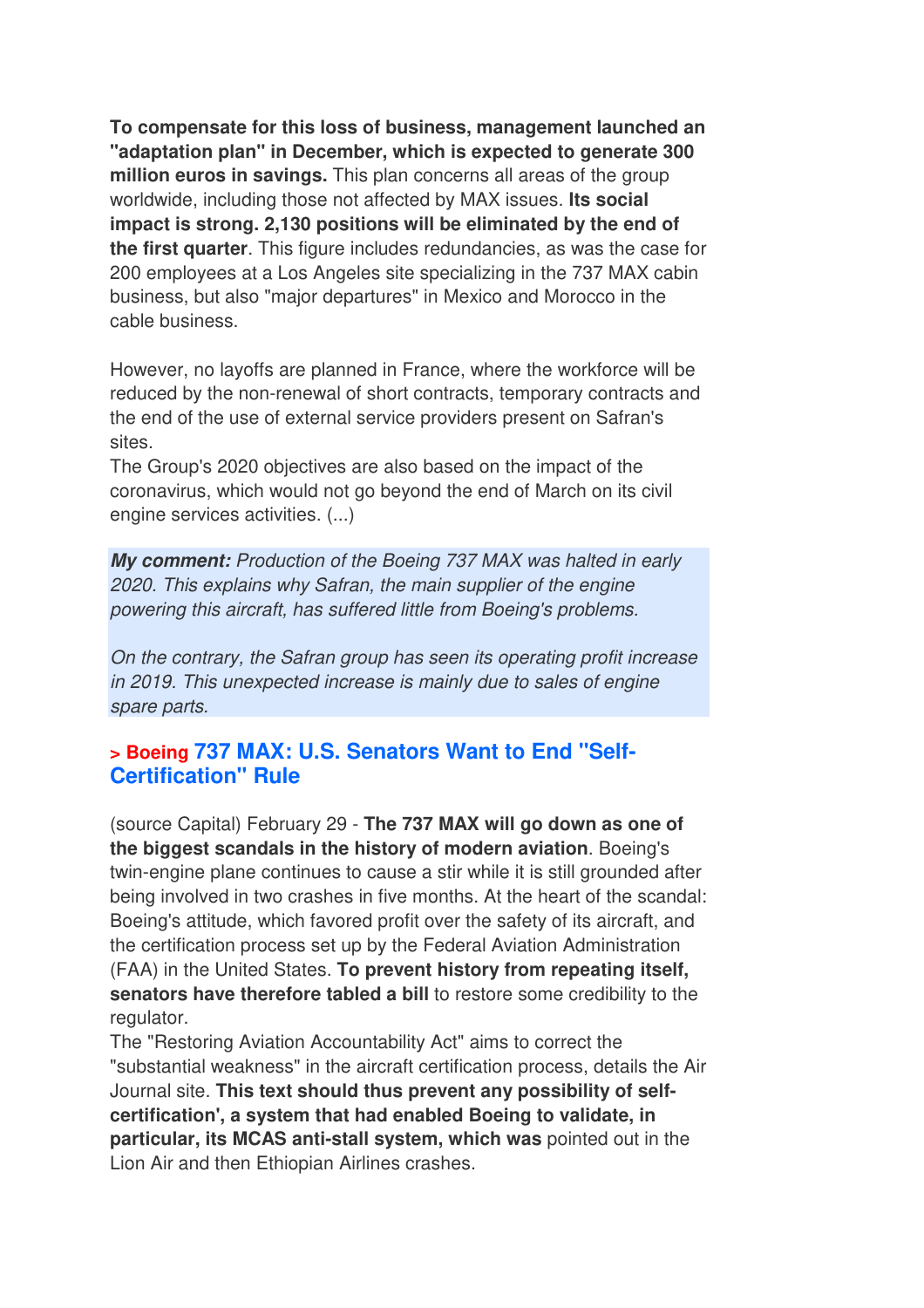**To compensate for this loss of business, management launched an "adaptation plan" in December, which is expected to generate 300 million euros in savings.** This plan concerns all areas of the group worldwide, including those not affected by MAX issues. **Its social impact is strong. 2,130 positions will be eliminated by the end of the first quarter**. This figure includes redundancies, as was the case for 200 employees at a Los Angeles site specializing in the 737 MAX cabin business, but also "major departures" in Mexico and Morocco in the cable business.

However, no layoffs are planned in France, where the workforce will be reduced by the non-renewal of short contracts, temporary contracts and the end of the use of external service providers present on Safran's sites.
The Group's 2020 objectives are also based on the impact of the coronavirus, which would not go beyond the end of March on its civil engine services activities. (...)

***My comment:*** *Production of the Boeing 737 MAX was halted in early 2020. This explains why Safran, the main supplier of the engine powering this aircraft, has suffered little from Boeing's problems.*

*On the contrary, the Safran group has seen its operating profit increase in 2019. This unexpected increase is mainly due to sales of engine spare parts.*

## > Boeing 737 MAX: U.S. Senators Want to End "Self-Certification" Rule

(source Capital) February 29 - **The 737 MAX will go down as one of the biggest scandals in the history of modern aviation**. Boeing's twin-engine plane continues to cause a stir while it is still grounded after being involved in two crashes in five months. At the heart of the scandal: Boeing's attitude, which favored profit over the safety of its aircraft, and the certification process set up by the Federal Aviation Administration (FAA) in the United States. **To prevent history from repeating itself, senators have therefore tabled a bill** to restore some credibility to the regulator.
The "Restoring Aviation Accountability Act" aims to correct the "substantial weakness" in the aircraft certification process, details the Air Journal site. **This text should thus prevent any possibility of self-certification', a system that had enabled Boeing to validate, in particular, its MCAS anti-stall system, which was** pointed out in the Lion Air and then Ethiopian Airlines crashes.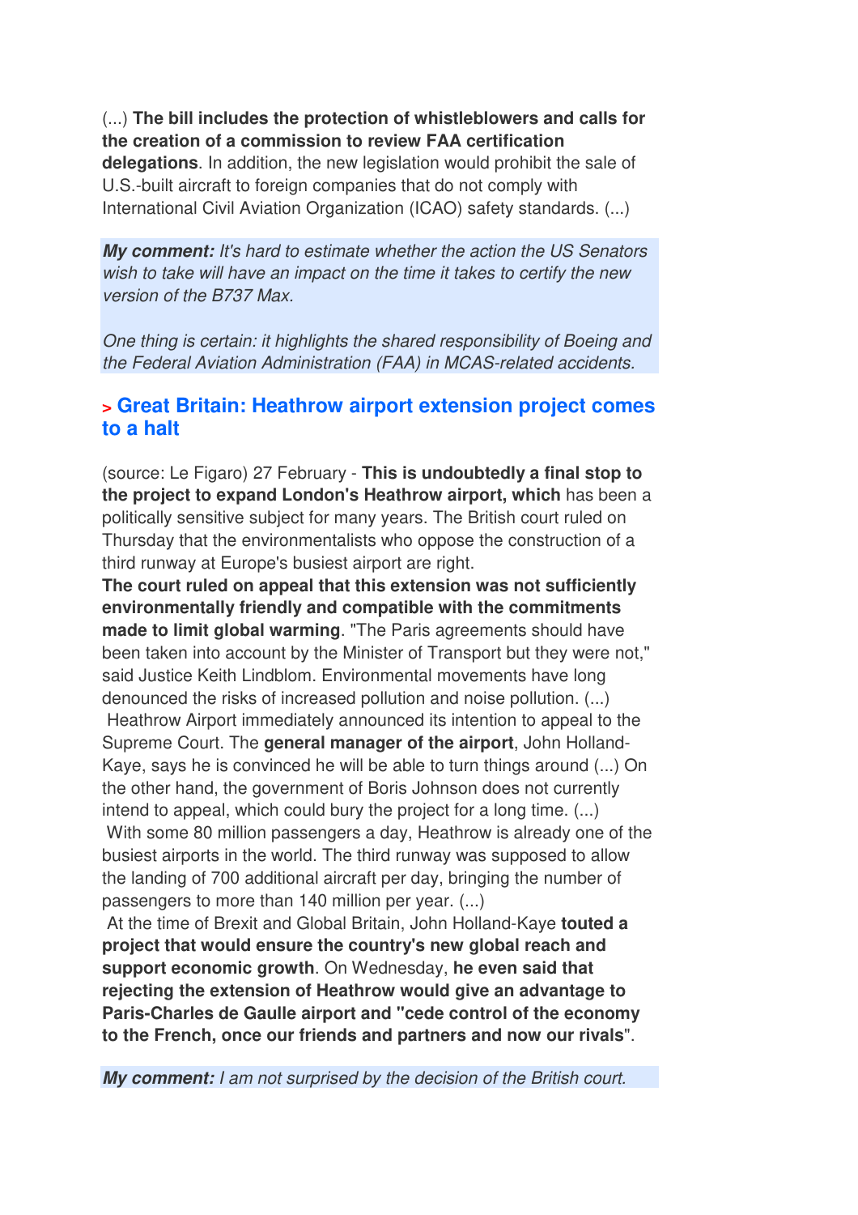(...) **The bill includes the protection of whistleblowers and calls for the creation of a commission to review FAA certification delegations**. In addition, the new legislation would prohibit the sale of U.S.-built aircraft to foreign companies that do not comply with International Civil Aviation Organization (ICAO) safety standards. (...)

***My comment:*** *It's hard to estimate whether the action the US Senators wish to take will have an impact on the time it takes to certify the new version of the B737 Max.*

*One thing is certain: it highlights the shared responsibility of Boeing and the Federal Aviation Administration (FAA) in MCAS-related accidents.*

## > Great Britain: Heathrow airport extension project comes to a halt

(source: Le Figaro) 27 February - **This is undoubtedly a final stop to the project to expand London's Heathrow airport, which** has been a politically sensitive subject for many years. The British court ruled on Thursday that the environmentalists who oppose the construction of a third runway at Europe's busiest airport are right.

**The court ruled on appeal that this extension was not sufficiently environmentally friendly and compatible with the commitments made to limit global warming**. "The Paris agreements should have been taken into account by the Minister of Transport but they were not," said Justice Keith Lindblom. Environmental movements have long denounced the risks of increased pollution and noise pollution. (...)

Heathrow Airport immediately announced its intention to appeal to the Supreme Court. The **general manager of the airport**, John Holland-Kaye, says he is convinced he will be able to turn things around (...) On the other hand, the government of Boris Johnson does not currently intend to appeal, which could bury the project for a long time. (...)

With some 80 million passengers a day, Heathrow is already one of the busiest airports in the world. The third runway was supposed to allow the landing of 700 additional aircraft per day, bringing the number of passengers to more than 140 million per year. (...)

At the time of Brexit and Global Britain, John Holland-Kaye **touted a project that would ensure the country's new global reach and support economic growth**. On Wednesday, **he even said that rejecting the extension of Heathrow would give an advantage to Paris-Charles de Gaulle airport and "cede control of the economy to the French, once our friends and partners and now our rivals**".

***My comment:*** *I am not surprised by the decision of the British court.*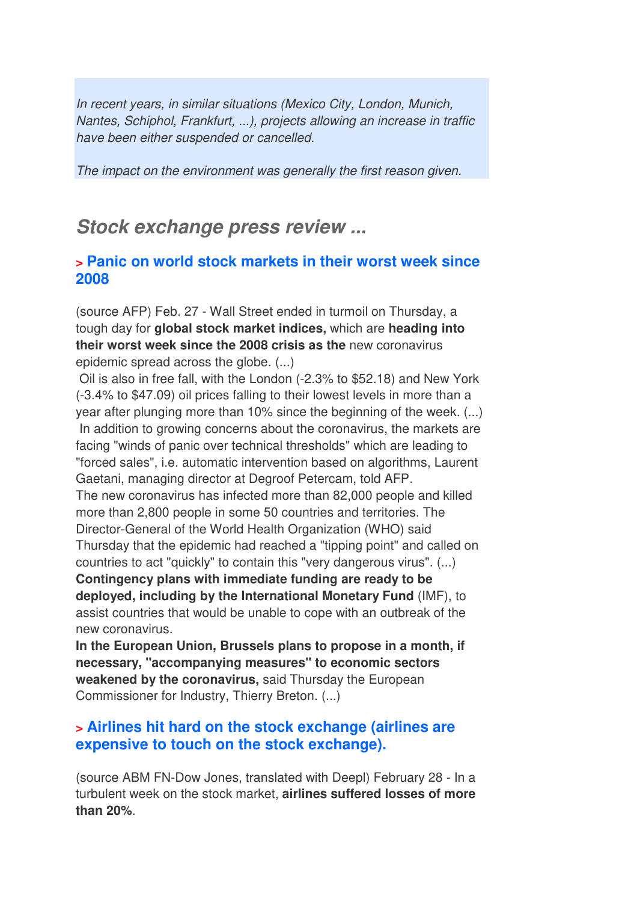*In recent years, in similar situations (Mexico City, London, Munich, Nantes, Schiphol, Frankfurt, ...), projects allowing an increase in traffic have been either suspended or cancelled.*

*The impact on the environment was generally the first reason given.*

## *Stock exchange press review ...*

### > Panic on world stock markets in their worst week since 2008

(source AFP) Feb. 27 - Wall Street ended in turmoil on Thursday, a tough day for **global stock market indices,** which are **heading into their worst week since the 2008 crisis as the** new coronavirus epidemic spread across the globe. (...)
 Oil is also in free fall, with the London (-2.3% to $52.18) and New York (-3.4% to $47.09) oil prices falling to their lowest levels in more than a year after plunging more than 10% since the beginning of the week. (...)
 In addition to growing concerns about the coronavirus, the markets are facing "winds of panic over technical thresholds" which are leading to "forced sales", i.e. automatic intervention based on algorithms, Laurent Gaetani, managing director at Degroof Petercam, told AFP.
The new coronavirus has infected more than 82,000 people and killed more than 2,800 people in some 50 countries and territories. The Director-General of the World Health Organization (WHO) said Thursday that the epidemic had reached a "tipping point" and called on countries to act "quickly" to contain this "very dangerous virus". (...)
**Contingency plans with immediate funding are ready to be deployed, including by the International Monetary Fund** (IMF), to assist countries that would be unable to cope with an outbreak of the new coronavirus.
**In the European Union, Brussels plans to propose in a month, if necessary, "accompanying measures" to economic sectors weakened by the coronavirus,** said Thursday the European Commissioner for Industry, Thierry Breton. (...)

### > Airlines hit hard on the stock exchange (airlines are expensive to touch on the stock exchange).

(source ABM FN-Dow Jones, translated with Deepl) February 28 - In a turbulent week on the stock market, **airlines suffered losses of more than 20%**.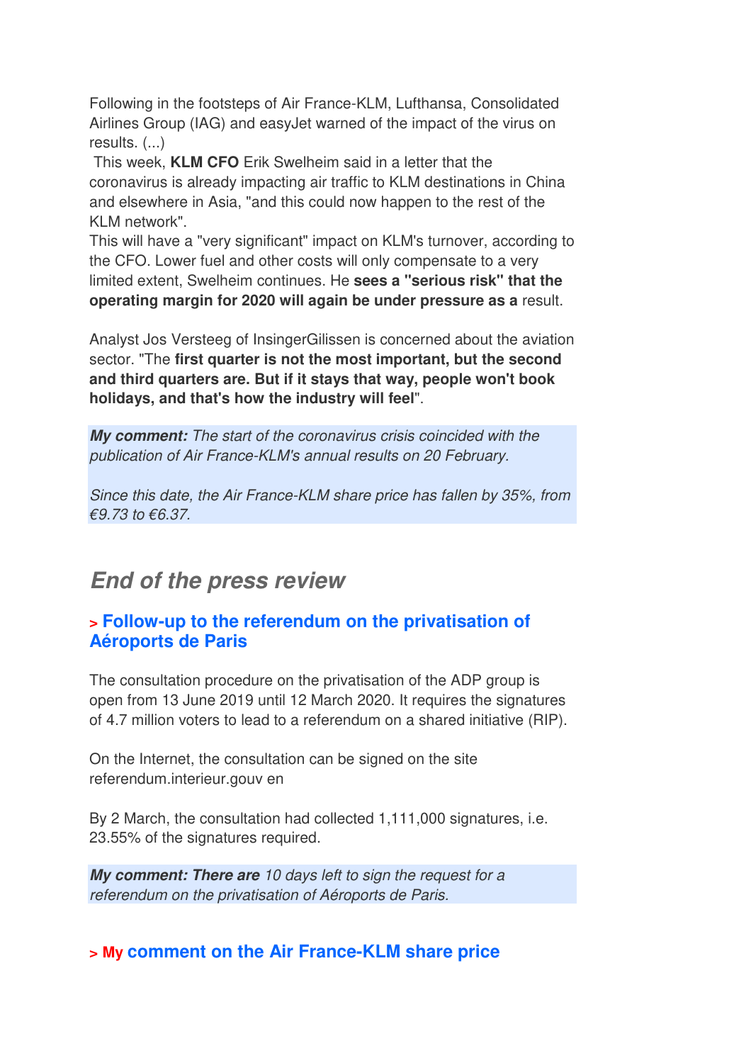Following in the footsteps of Air France-KLM, Lufthansa, Consolidated Airlines Group (IAG) and easyJet warned of the impact of the virus on results. (...)

This week, **KLM CFO** Erik Swelheim said in a letter that the coronavirus is already impacting air traffic to KLM destinations in China and elsewhere in Asia, "and this could now happen to the rest of the KLM network".

This will have a "very significant" impact on KLM's turnover, according to the CFO. Lower fuel and other costs will only compensate to a very limited extent, Swelheim continues. He **sees a "serious risk" that the operating margin for 2020 will again be under pressure as a** result.

Analyst Jos Versteeg of InsingerGilissen is concerned about the aviation sector. "The **first quarter is not the most important, but the second and third quarters are. But if it stays that way, people won't book holidays, and that's how the industry will feel**".

***My comment:*** *The start of the coronavirus crisis coincided with the publication of Air France-KLM's annual results on 20 February.*

*Since this date, the Air France-KLM share price has fallen by 35%, from €9.73 to €6.37.*

## *End of the press review*

### > Follow-up to the referendum on the privatisation of Aéroports de Paris

The consultation procedure on the privatisation of the ADP group is open from 13 June 2019 until 12 March 2020. It requires the signatures of 4.7 million voters to lead to a referendum on a shared initiative (RIP).

On the Internet, the consultation can be signed on the site referendum.interieur.gouv en

By 2 March, the consultation had collected 1,111,000 signatures, i.e. 23.55% of the signatures required.

***My comment: There are*** *10 days left to sign the request for a referendum on the privatisation of Aéroports de Paris.*

### > My comment on the Air France-KLM share price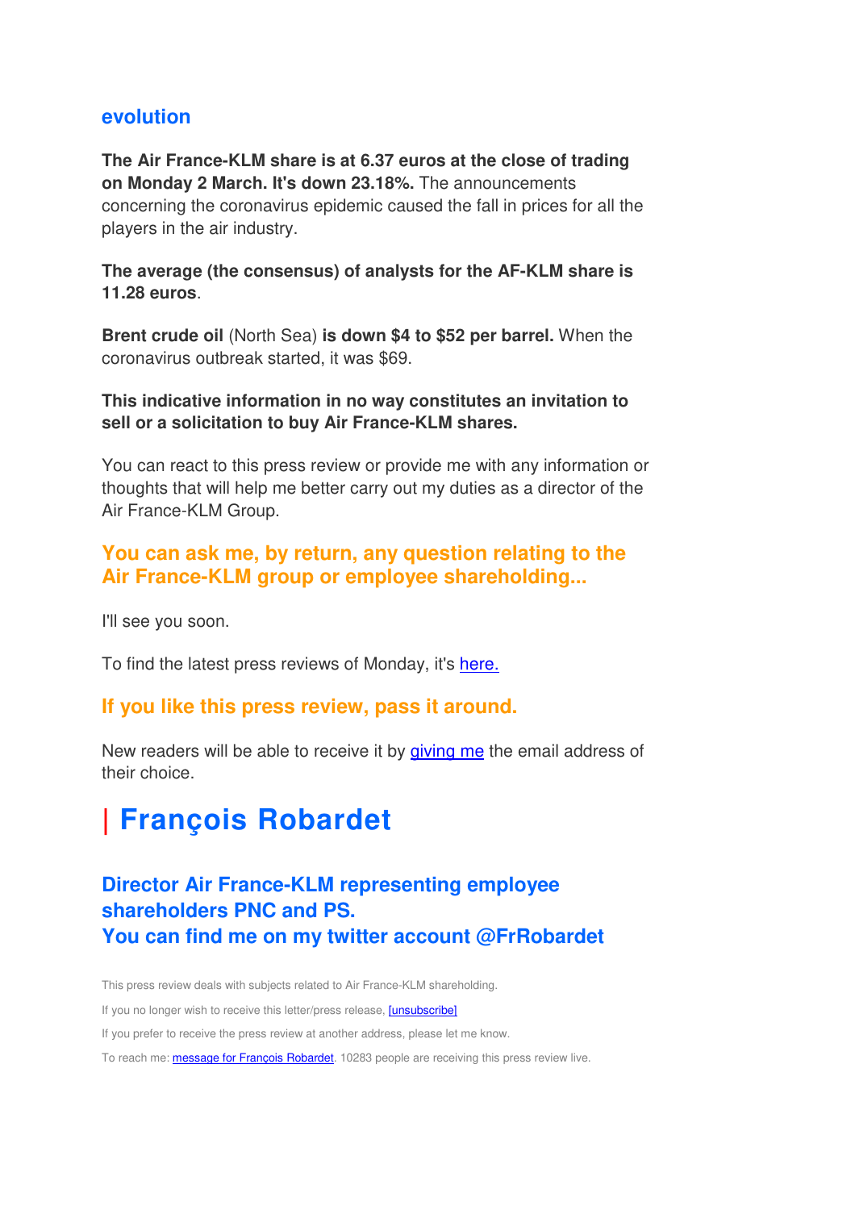## evolution

**The Air France-KLM share is at 6.37 euros at the close of trading on Monday 2 March. It's down 23.18%.** The announcements concerning the coronavirus epidemic caused the fall in prices for all the players in the air industry.

**The average (the consensus) of analysts for the AF-KLM share is 11.28 euros**.

**Brent crude oil** (North Sea) **is down $4 to $52 per barrel.** When the coronavirus outbreak started, it was $69.

**This indicative information in no way constitutes an invitation to sell or a solicitation to buy Air France-KLM shares.**

You can react to this press review or provide me with any information or thoughts that will help me better carry out my duties as a director of the Air France-KLM Group.

### You can ask me, by return, any question relating to the Air France-KLM group or employee shareholding...

I'll see you soon.

To find the latest press reviews of Monday, it's here.

### If you like this press review, pass it around.

New readers will be able to receive it by giving me the email address of their choice.

# | François Robardet

### Director Air France-KLM representing employee shareholders PNC and PS.
### You can find me on my twitter account @FrRobardet

This press review deals with subjects related to Air France-KLM shareholding.

If you no longer wish to receive this letter/press release, [unsubscribe]

If you prefer to receive the press review at another address, please let me know.

To reach me: message for François Robardet. 10283 people are receiving this press review live.